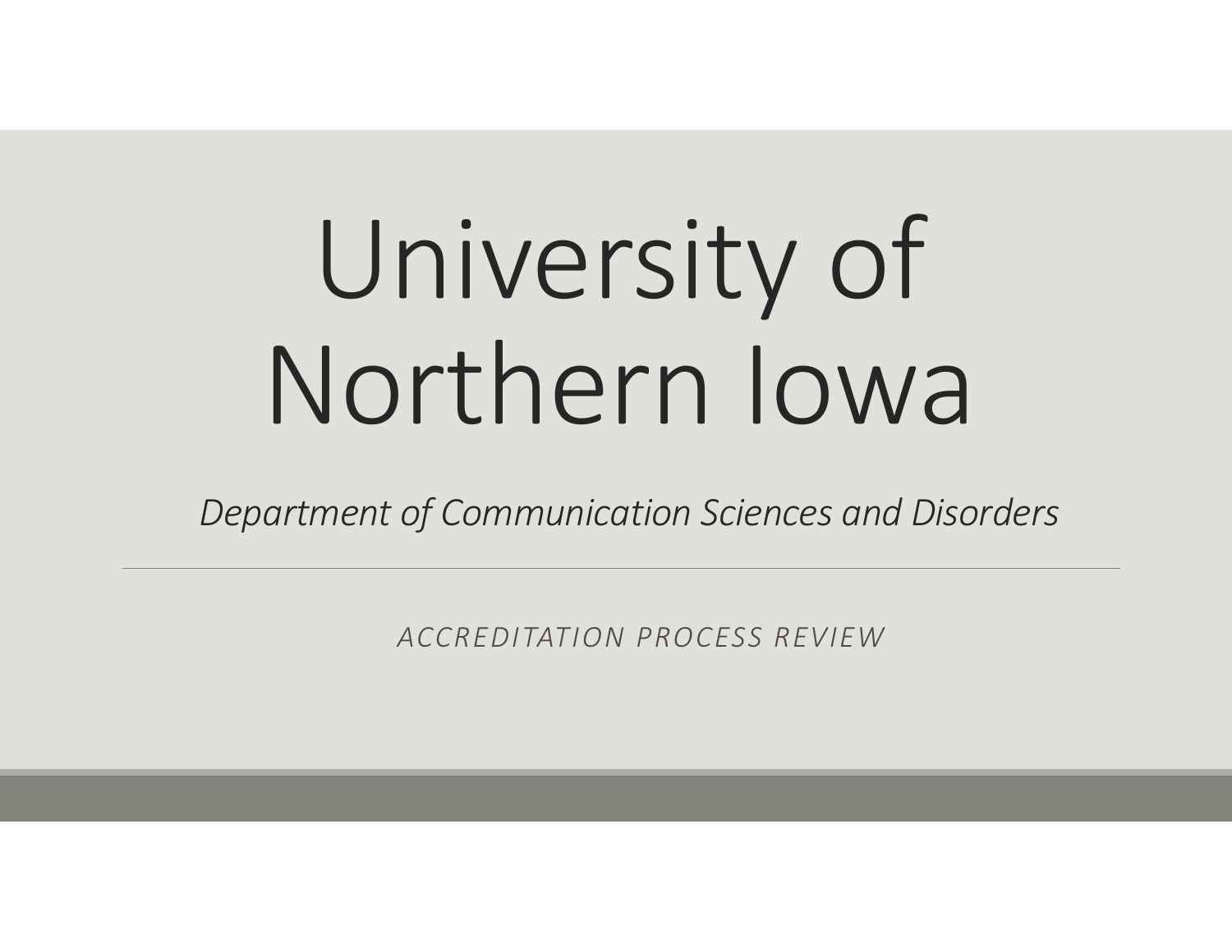# University of Northern Iowa

*Department of Communication Sciences and Disorders*

---

*ACCREDITATION PROCESS REVIEW*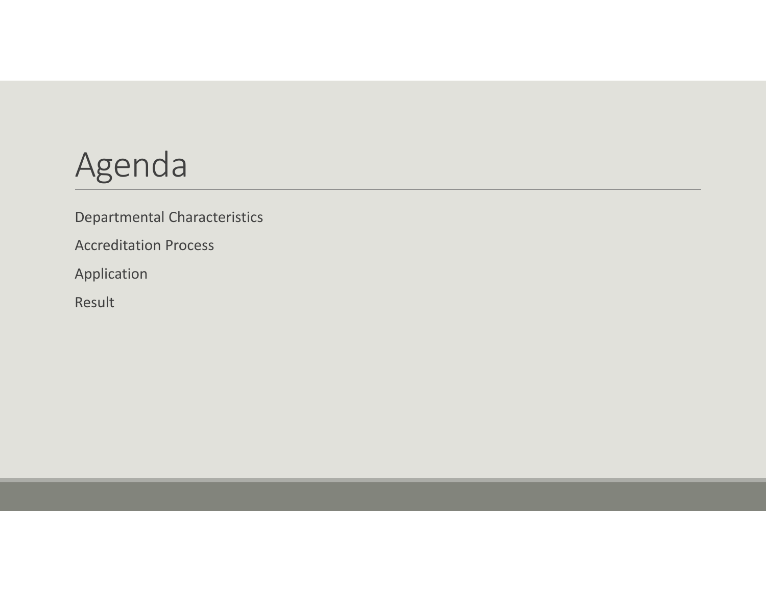# Agenda

Departmental Characteristics

Accreditation Process

Application

Result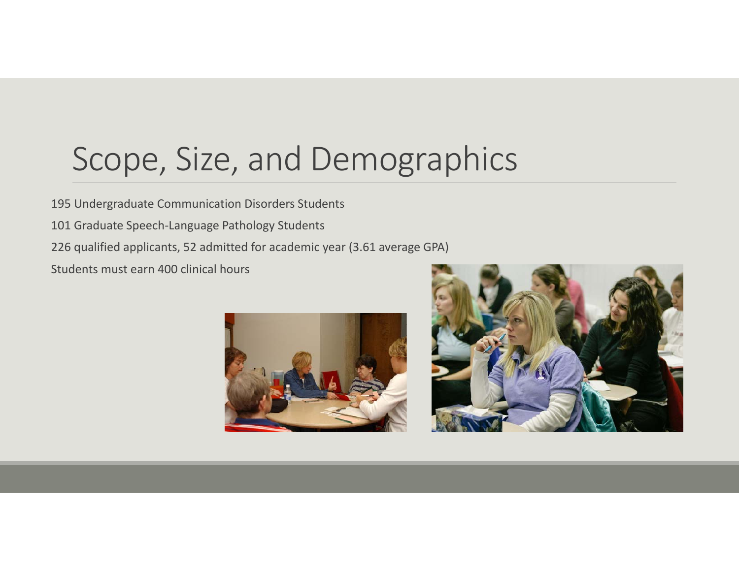# Scope, Size, and Demographics

195 Undergraduate Communication Disorders Students

101 Graduate Speech-Language Pathology Students

226 qualified applicants, 52 admitted for academic year (3.61 average GPA)

Students must earn 400 clinical hours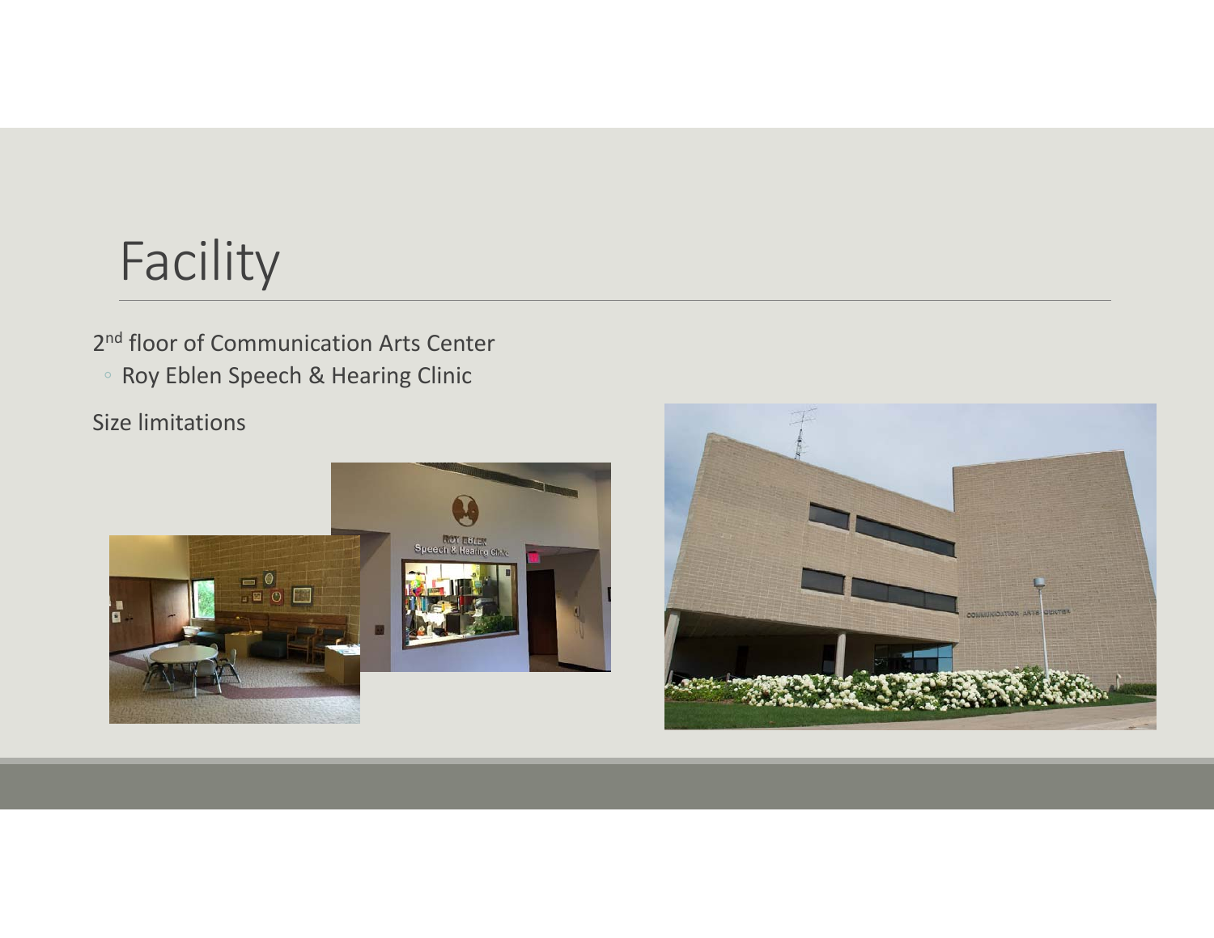# Facility

2nd floor of Communication Arts Center

- Roy Eblen Speech & Hearing Clinic

Size limitations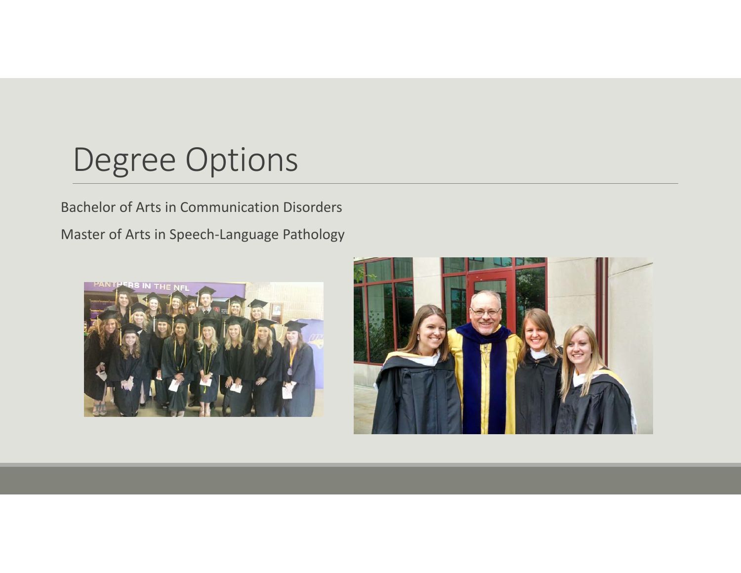# Degree Options

Bachelor of Arts in Communication Disorders

Master of Arts in Speech-Language Pathology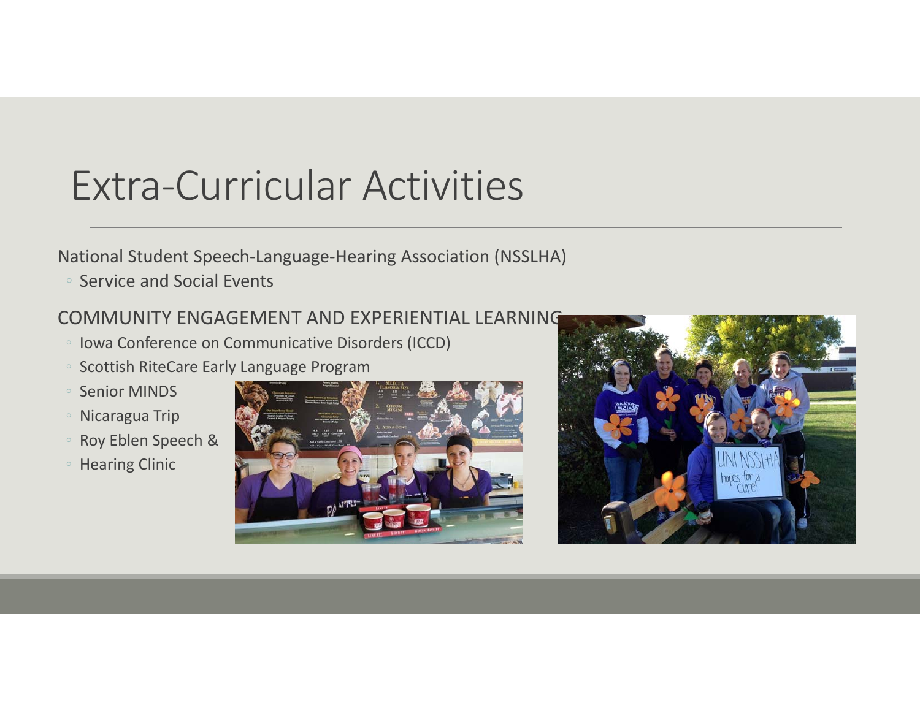# Extra-Curricular Activities

National Student Speech-Language-Hearing Association (NSSLHA)

- Service and Social Events

COMMUNITY ENGAGEMENT AND EXPERIENTIAL LEARNING

- Iowa Conference on Communicative Disorders (ICCD)
- Scottish RiteCare Early Language Program
- Senior MINDS
- Nicaragua Trip
- Roy Eblen Speech &
- Hearing Clinic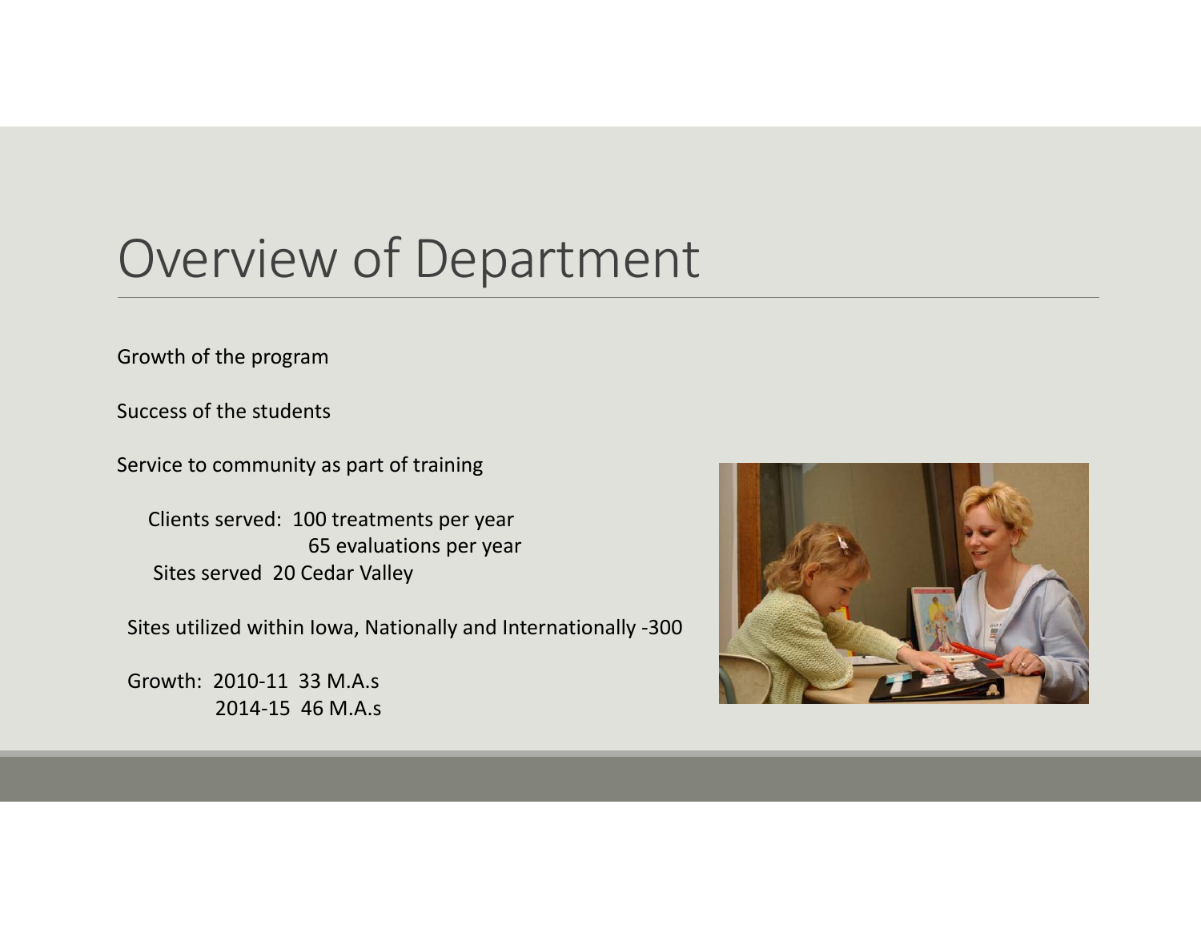# Overview of Department

Growth of the program

Success of the students

Service to community as part of training

Clients served: 100 treatments per year
65 evaluations per year
Sites served 20 Cedar Valley

Sites utilized within Iowa, Nationally and Internationally -300

Growth: 2010-11 33 M.A.s
2014-15 46 M.A.s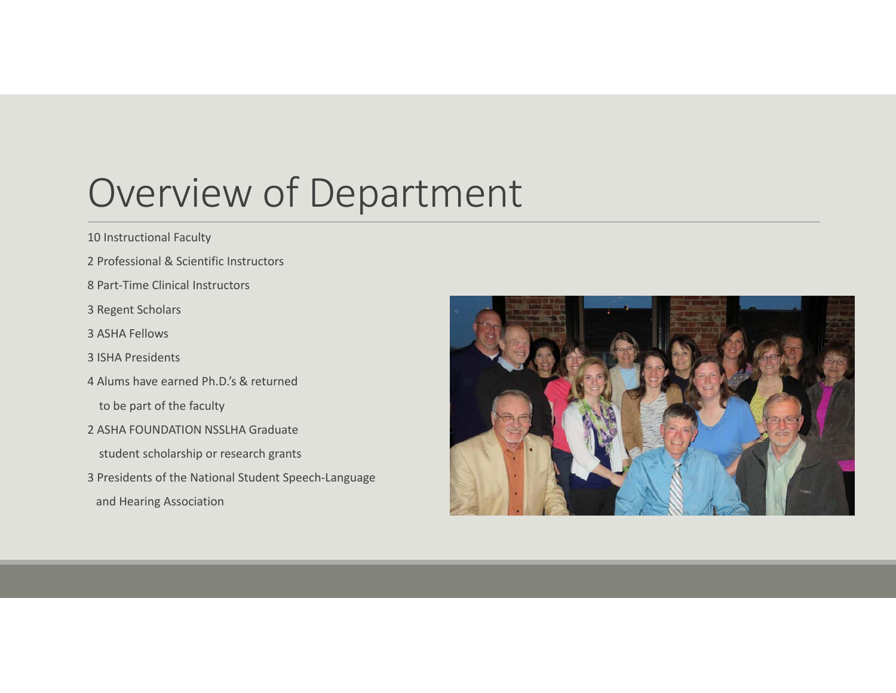# Overview of Department

10 Instructional Faculty

2 Professional & Scientific Instructors

8 Part-Time Clinical Instructors

3 Regent Scholars

3 ASHA Fellows

3 ISHA Presidents

4 Alums have earned Ph.D.'s & returned to be part of the faculty

2 ASHA FOUNDATION NSSLHA Graduate student scholarship or research grants

3 Presidents of the National Student Speech-Language and Hearing Association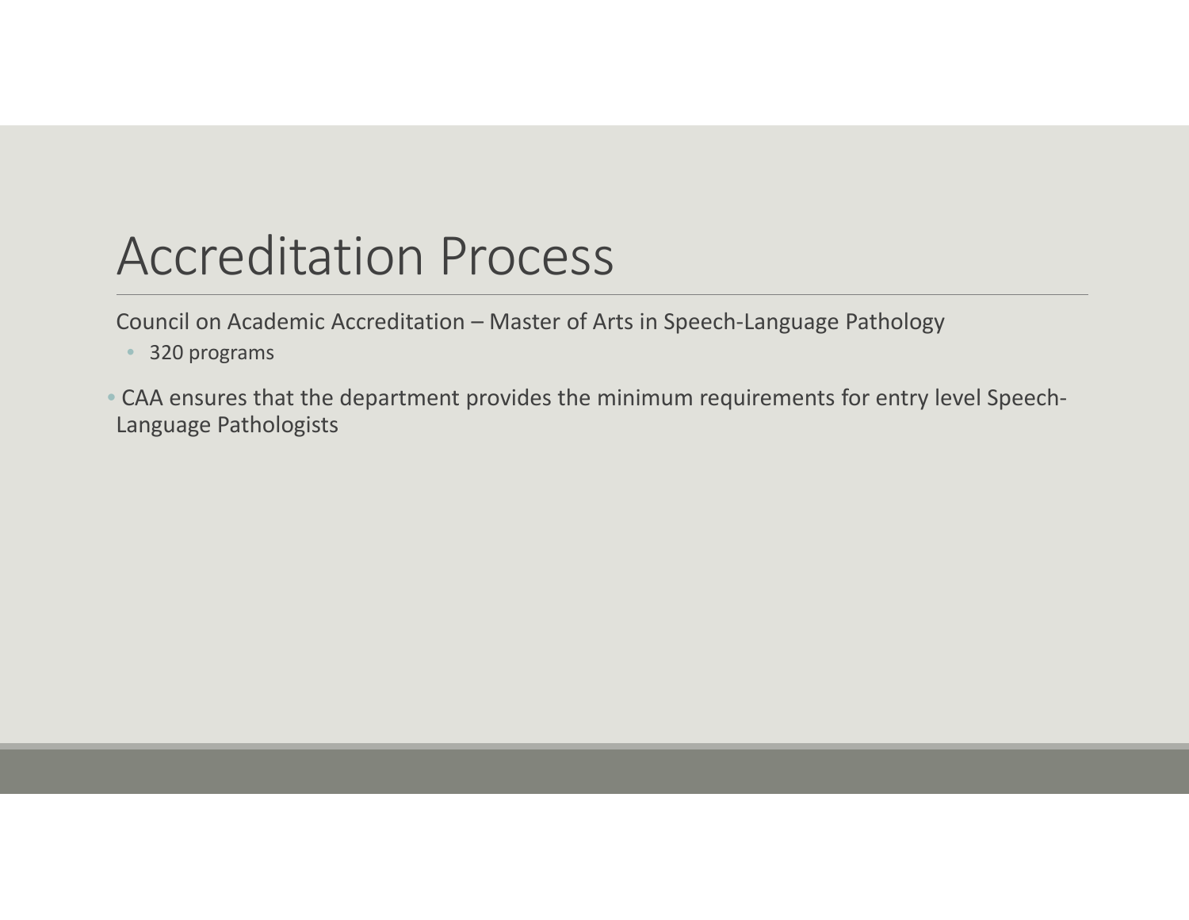# Accreditation Process

Council on Academic Accreditation – Master of Arts in Speech-Language Pathology

- 320 programs

- CAA ensures that the department provides the minimum requirements for entry level Speech-Language Pathologists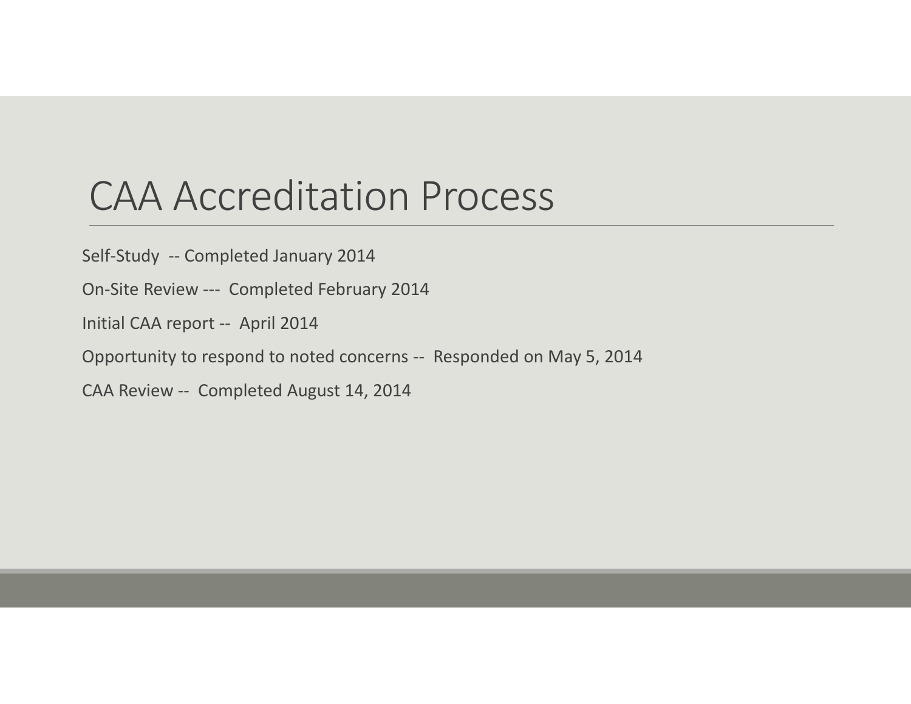# CAA Accreditation Process

Self-Study -- Completed January 2014

On-Site Review --- Completed February 2014

Initial CAA report -- April 2014

Opportunity to respond to noted concerns -- Responded on May 5, 2014

CAA Review -- Completed August 14, 2014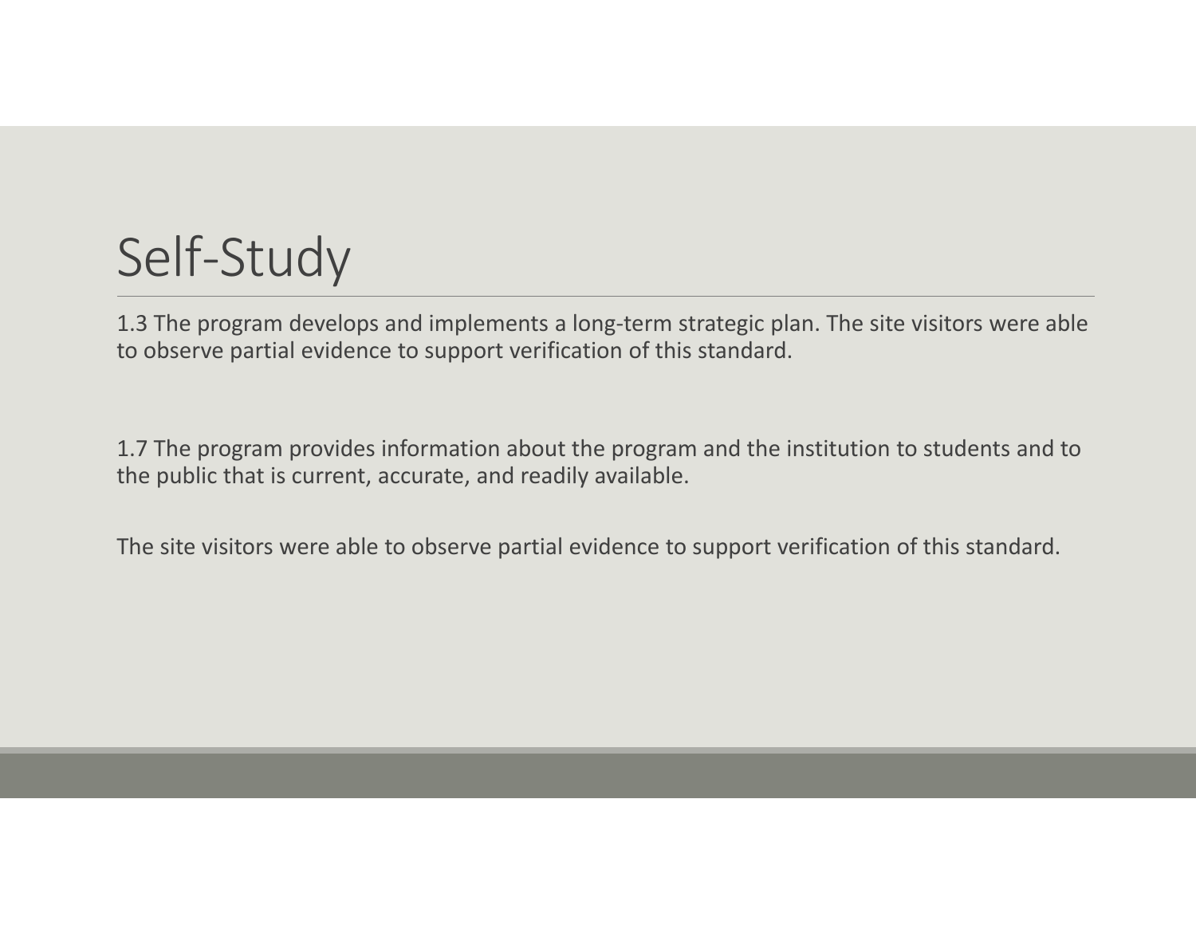# Self-Study

1.3 The program develops and implements a long-term strategic plan. The site visitors were able to observe partial evidence to support verification of this standard.

1.7 The program provides information about the program and the institution to students and to the public that is current, accurate, and readily available.

The site visitors were able to observe partial evidence to support verification of this standard.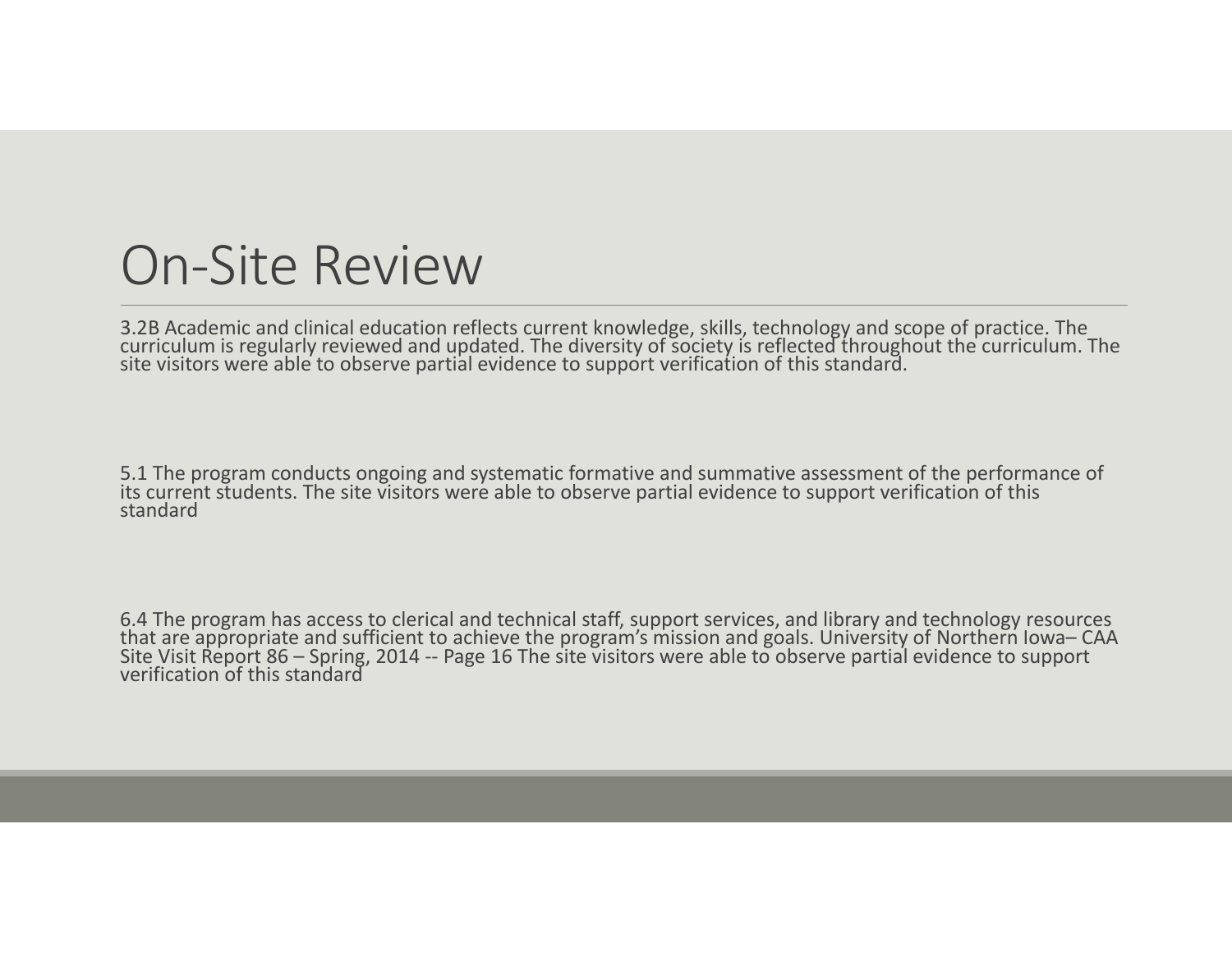# On-Site Review

3.2B Academic and clinical education reflects current knowledge, skills, technology and scope of practice. The curriculum is regularly reviewed and updated. The diversity of society is reflected throughout the curriculum. The site visitors were able to observe partial evidence to support verification of this standard.

5.1 The program conducts ongoing and systematic formative and summative assessment of the performance of its current students. The site visitors were able to observe partial evidence to support verification of this standard

6.4 The program has access to clerical and technical staff, support services, and library and technology resources that are appropriate and sufficient to achieve the program's mission and goals. University of Northern Iowa– CAA Site Visit Report 86 – Spring, 2014 -- Page 16 The site visitors were able to observe partial evidence to support verification of this standard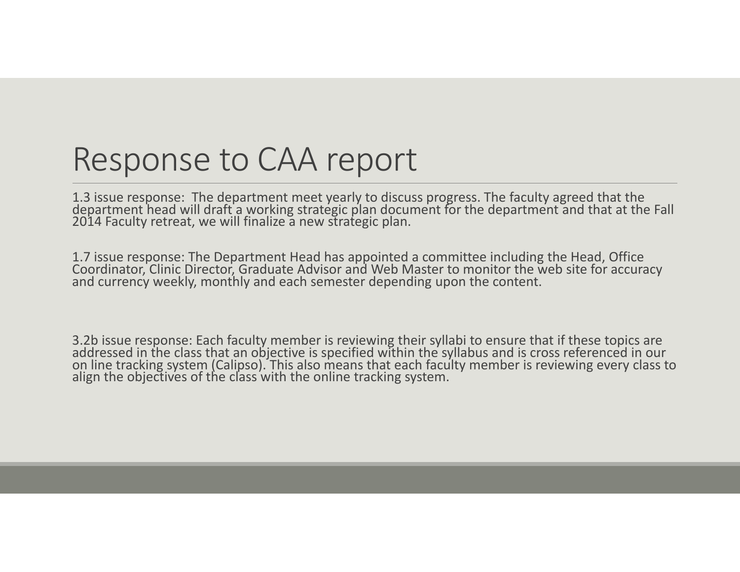# Response to CAA report

1.3 issue response: The department meet yearly to discuss progress. The faculty agreed that the department head will draft a working strategic plan document for the department and that at the Fall 2014 Faculty retreat, we will finalize a new strategic plan.

1.7 issue response: The Department Head has appointed a committee including the Head, Office Coordinator, Clinic Director, Graduate Advisor and Web Master to monitor the web site for accuracy and currency weekly, monthly and each semester depending upon the content.

3.2b issue response: Each faculty member is reviewing their syllabi to ensure that if these topics are addressed in the class that an objective is specified within the syllabus and is cross referenced in our on line tracking system (Calipso). This also means that each faculty member is reviewing every class to align the objectives of the class with the online tracking system.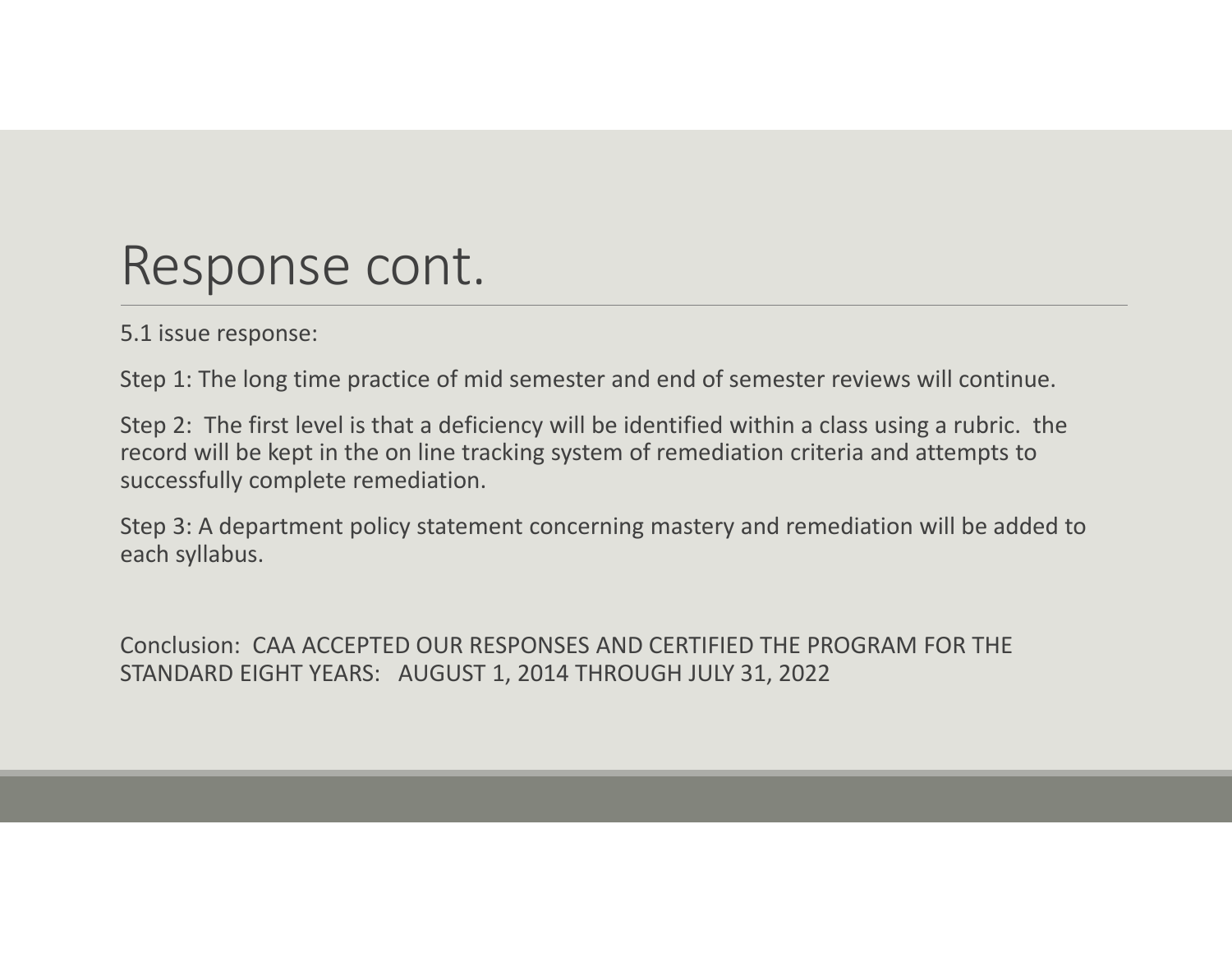# Response cont.

5.1 issue response:

Step 1: The long time practice of mid semester and end of semester reviews will continue.

Step 2: The first level is that a deficiency will be identified within a class using a rubric. the record will be kept in the on line tracking system of remediation criteria and attempts to successfully complete remediation.

Step 3: A department policy statement concerning mastery and remediation will be added to each syllabus.

Conclusion: CAA ACCEPTED OUR RESPONSES AND CERTIFIED THE PROGRAM FOR THE STANDARD EIGHT YEARS: AUGUST 1, 2014 THROUGH JULY 31, 2022